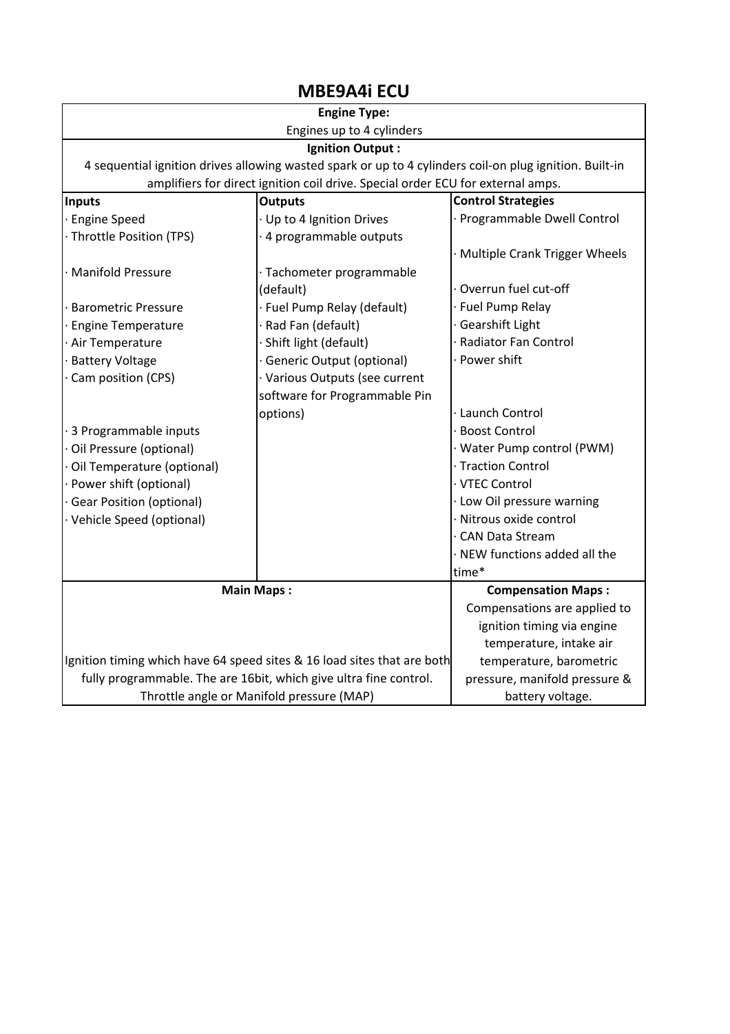# MBE9A4i ECU

**Engine Type:**

Engines up to 4 cylinders

**Ignition Output :**

4 sequential ignition drives allowing wasted spark or up to 4 cylinders coil-on plug ignition. Built-in amplifiers for direct ignition coil drive. Special order ECU for external amps.

| Inputs | Outputs | Control Strategies |
|---|---|---|
| · Engine Speed | · Up to 4 Ignition Drives | · Programmable Dwell Control |
| · Throttle Position (TPS) | · 4 programmable outputs | |
| | | · Multiple Crank Trigger Wheels |
| · Manifold Pressure | · Tachometer programmable (default) | |
| | | · Overrun fuel cut-off |
| · Barometric Pressure | · Fuel Pump Relay (default) | · Fuel Pump Relay |
| · Engine Temperature | · Rad Fan (default) | · Gearshift Light |
| · Air Temperature | · Shift light (default) | · Radiator Fan Control |
| · Battery Voltage | · Generic Output (optional) | · Power shift |
| · Cam position (CPS) | · Various Outputs (see current software for Programmable Pin options) | |
| | | · Launch Control |
| · 3 Programmable inputs | | · Boost Control |
| · Oil Pressure (optional) | | · Water Pump control (PWM) |
| · Oil Temperature (optional) | | · Traction Control |
| · Power shift (optional) | | · VTEC Control |
| · Gear Position (optional) | | · Low Oil pressure warning |
| · Vehicle Speed (optional) | | · Nitrous oxide control |
| | | · CAN Data Stream |
| | | · NEW functions added all the time* |

| Main Maps : | Compensation Maps : |
|---|---|
| Ignition timing which have 64 speed sites & 16 load sites that are both fully programmable. The are 16bit, which give ultra fine control. Throttle angle or Manifold pressure (MAP) | Compensations are applied to ignition timing via engine temperature, intake air temperature, barometric pressure, manifold pressure & battery voltage. |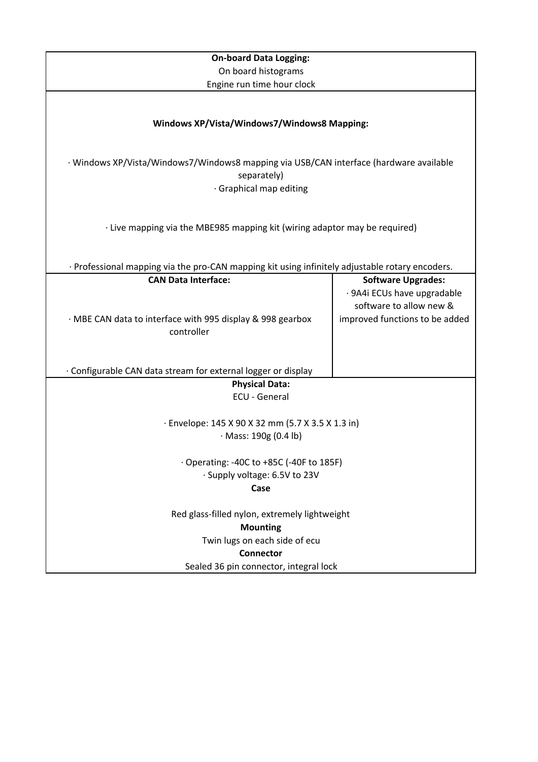**On-board Data Logging:**

On board histograms

Engine run time hour clock

**Windows XP/Vista/Windows7/Windows8 Mapping:**

· Windows XP/Vista/Windows7/Windows8 mapping via USB/CAN interface (hardware available separately)

· Graphical map editing

· Live mapping via the MBE985 mapping kit (wiring adaptor may be required)

· Professional mapping via the pro-CAN mapping kit using infinitely adjustable rotary encoders.

| **CAN Data Interface:** | **Software Upgrades:** |
|---|---|
| · MBE CAN data to interface with 995 display & 998 gearbox controller<br><br>· Configurable CAN data stream for external logger or display | · 9A4i ECUs have upgradable software to allow new & improved functions to be added |

**Physical Data:**

ECU - General

· Envelope: 145 X 90 X 32 mm (5.7 X 3.5 X 1.3 in)

· Mass: 190g (0.4 lb)

· Operating: -40C to +85C (-40F to 185F)

· Supply voltage: 6.5V to 23V

**Case**

Red glass-filled nylon, extremely lightweight

**Mounting**

Twin lugs on each side of ecu

**Connector**

Sealed 36 pin connector, integral lock